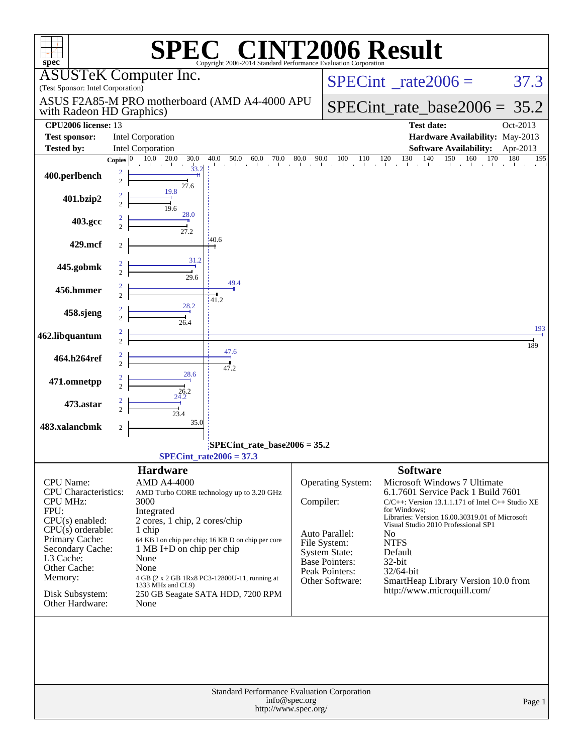# SPEC® CINT2006 Result

Copyright 2006-2014 Standard Performance Evaluation Corporation

**ASUSTeK Computer Inc.**
(Test Sponsor: Intel Corporation)

ASUS F2A85-M PRO motherboard (AMD A4-4000 APU with Radeon HD Graphics)

SPECint_rate2006 = 37.3

SPECint_rate_base2006 = 35.2

| | | | |
|---|---|---|---|
| **CPU2006 license:** | 13 | **Test date:** | Oct-2013 |
| **Test sponsor:** | Intel Corporation | **Hardware Availability:** | May-2013 |
| **Tested by:** | Intel Corporation | **Software Availability:** | Apr-2013 |

| Benchmark | Copies (peak) | Peak | Copies (base) | Base |
|---|---|---|---|---|
| 400.perlbench | 2 | 33.2 | 2 | 27.6 |
| 401.bzip2 | 2 | 19.8 | 2 | 19.6 |
| 403.gcc | 2 | 28.0 | 2 | 27.2 |
| 429.mcf | | | 2 | 40.6 |
| 445.gobmk | 2 | 31.2 | 2 | 29.6 |
| 456.hmmer | 2 | 49.4 | 2 | 41.2 |
| 458.sjeng | 2 | 28.2 | 2 | 26.4 |
| 462.libquantum | 2 | 193 | 2 | 189 |
| 464.h264ref | 2 | 47.6 | 2 | 47.2 |
| 471.omnetpp | 2 | 28.6 | 2 | 26.2 |
| 473.astar | 2 | 24.2 | 2 | 23.4 |
| 483.xalancbmk | | | 2 | 35.0 |

SPECint_rate_base2006 = 35.2

SPECint_rate2006 = 37.3

## Hardware

| | |
|---|---|
| CPU Name: | AMD A4-4000 |
| CPU Characteristics: | AMD Turbo CORE technology up to 3.20 GHz |
| CPU MHz: | 3000 |
| FPU: | Integrated |
| CPU(s) enabled: | 2 cores, 1 chip, 2 cores/chip |
| CPU(s) orderable: | 1 chip |
| Primary Cache: | 64 KB I on chip per chip; 16 KB D on chip per core |
| Secondary Cache: | 1 MB I+D on chip per chip |
| L3 Cache: | None |
| Other Cache: | None |
| Memory: | 4 GB (2 x 2 GB 1Rx8 PC3-12800U-11, running at 1333 MHz and CL9) |
| Disk Subsystem: | 250 GB Seagate SATA HDD, 7200 RPM |
| Other Hardware: | None |

## Software

| | |
|---|---|
| Operating System: | Microsoft Windows 7 Ultimate 6.1.7601 Service Pack 1 Build 7601 |
| Compiler: | C/C++: Version 13.1.1.171 of Intel C++ Studio XE for Windows; Libraries: Version 16.00.30319.01 of Microsoft Visual Studio 2010 Professional SP1 |
| Auto Parallel: | No |
| File System: | NTFS |
| System State: | Default |
| Base Pointers: | 32-bit |
| Peak Pointers: | 32/64-bit |
| Other Software: | SmartHeap Library Version 10.0 from http://www.microquill.com/ |

Standard Performance Evaluation Corporation
info@spec.org
http://www.spec.org/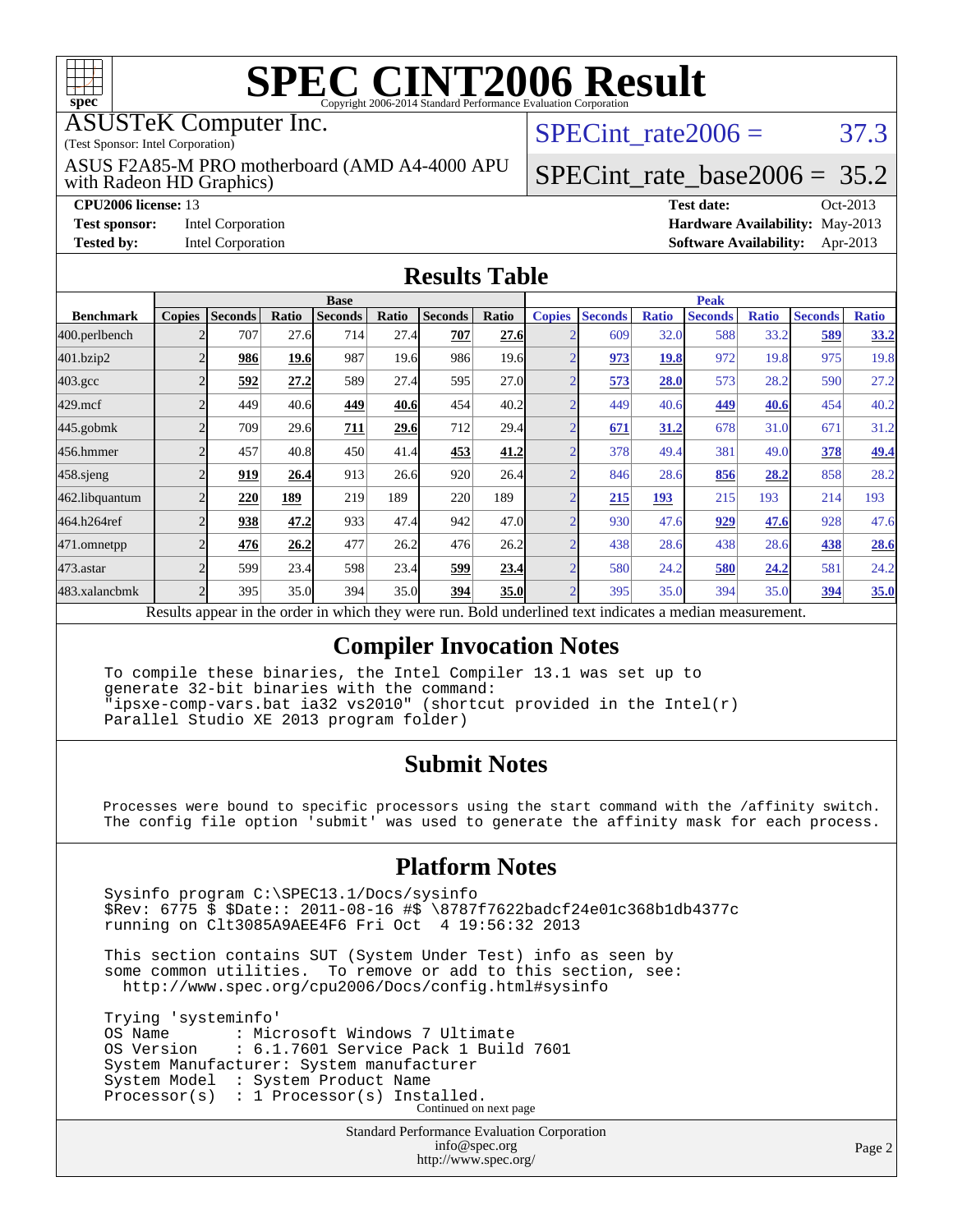# SPEC CINT2006 Result

Copyright 2006-2014 Standard Performance Evaluation Corporation

ASUSTeK Computer Inc.
(Test Sponsor: Intel Corporation)

ASUS F2A85-M PRO motherboard (AMD A4-4000 APU with Radeon HD Graphics)

SPECint_rate2006 = 37.3

SPECint_rate_base2006 = 35.2

**CPU2006 license:** 13
**Test sponsor:** Intel Corporation
**Tested by:** Intel Corporation

**Test date:** Oct-2013
**Hardware Availability:** May-2013
**Software Availability:** Apr-2013

## Results Table

| | Base | | | | | | | | Peak | | | | | | | |
|---|---|---|---|---|---|---|---|---|---|---|---|---|---|---|---|---|
| **Benchmark** | **Copies** | **Seconds** | **Ratio** | **Seconds** | **Ratio** | **Seconds** | **Ratio** | | **Copies** | **Seconds** | **Ratio** | **Seconds** | **Ratio** | **Seconds** | **Ratio** |
| 400.perlbench | 2 | 707 | 27.6 | 714 | 27.4 | **707** | **27.6** | | 2 | 609 | 32.0 | 588 | 33.2 | **589** | **33.2** |
| 401.bzip2 | 2 | **986** | **19.6** | 987 | 19.6 | 986 | 19.6 | | 2 | **973** | **19.8** | 972 | 19.8 | 975 | 19.8 |
| 403.gcc | 2 | **592** | **27.2** | 589 | 27.4 | 595 | 27.0 | | 2 | **573** | **28.0** | 573 | 28.2 | 590 | 27.2 |
| 429.mcf | 2 | 449 | 40.6 | **449** | **40.6** | 454 | 40.2 | | 2 | 449 | 40.6 | **449** | **40.6** | 454 | 40.2 |
| 445.gobmk | 2 | 709 | 29.6 | **711** | **29.6** | 712 | 29.4 | | 2 | **671** | **31.2** | 678 | 31.0 | 671 | 31.2 |
| 456.hmmer | 2 | 457 | 40.8 | 450 | 41.4 | **453** | **41.2** | | 2 | 378 | 49.4 | 381 | 49.0 | **378** | **49.4** |
| 458.sjeng | 2 | **919** | **26.4** | 913 | 26.6 | 920 | 26.4 | | 2 | 846 | 28.6 | **856** | **28.2** | 858 | 28.2 |
| 462.libquantum | 2 | **220** | **189** | 219 | 189 | 220 | 189 | | 2 | **215** | **193** | 215 | 193 | 214 | 193 |
| 464.h264ref | 2 | **938** | **47.2** | 933 | 47.4 | 942 | 47.0 | | 2 | 930 | 47.6 | **929** | **47.6** | 928 | 47.6 |
| 471.omnetpp | 2 | **476** | **26.2** | 477 | 26.2 | 476 | 26.2 | | 2 | 438 | 28.6 | 438 | 28.6 | **438** | **28.6** |
| 473.astar | 2 | 599 | 23.4 | 598 | 23.4 | **599** | **23.4** | | 2 | 580 | 24.2 | **580** | **24.2** | 581 | 24.2 |
| 483.xalancbmk | 2 | 395 | 35.0 | 394 | 35.0 | **394** | **35.0** | | 2 | 395 | 35.0 | 394 | 35.0 | **394** | **35.0** |

Results appear in the order in which they were run. Bold underlined text indicates a median measurement.

## Compiler Invocation Notes

```
To compile these binaries, the Intel Compiler 13.1 was set up to
generate 32-bit binaries with the command:
"ipsxe-comp-vars.bat ia32 vs2010" (shortcut provided in the Intel(r)
Parallel Studio XE 2013 program folder)
```

## Submit Notes

```
Processes were bound to specific processors using the start command with the /affinity switch.
The config file option 'submit' was used to generate the affinity mask for each process.
```

## Platform Notes

```
Sysinfo program C:\SPEC13.1/Docs/sysinfo
$Rev: 6775 $ $Date:: 2011-08-16 #$ \8787f7622badcf24e01c368b1db4377c
running on Clt3085A9AEE4F6 Fri Oct  4 19:56:32 2013

This section contains SUT (System Under Test) info as seen by
some common utilities.  To remove or add to this section, see:
  http://www.spec.org/cpu2006/Docs/config.html#sysinfo

Trying 'systeminfo'
OS Name       : Microsoft Windows 7 Ultimate
OS Version    : 6.1.7601 Service Pack 1 Build 7601
System Manufacturer: System manufacturer
System Model  : System Product Name
Processor(s)  : 1 Processor(s) Installed.
```

Continued on next page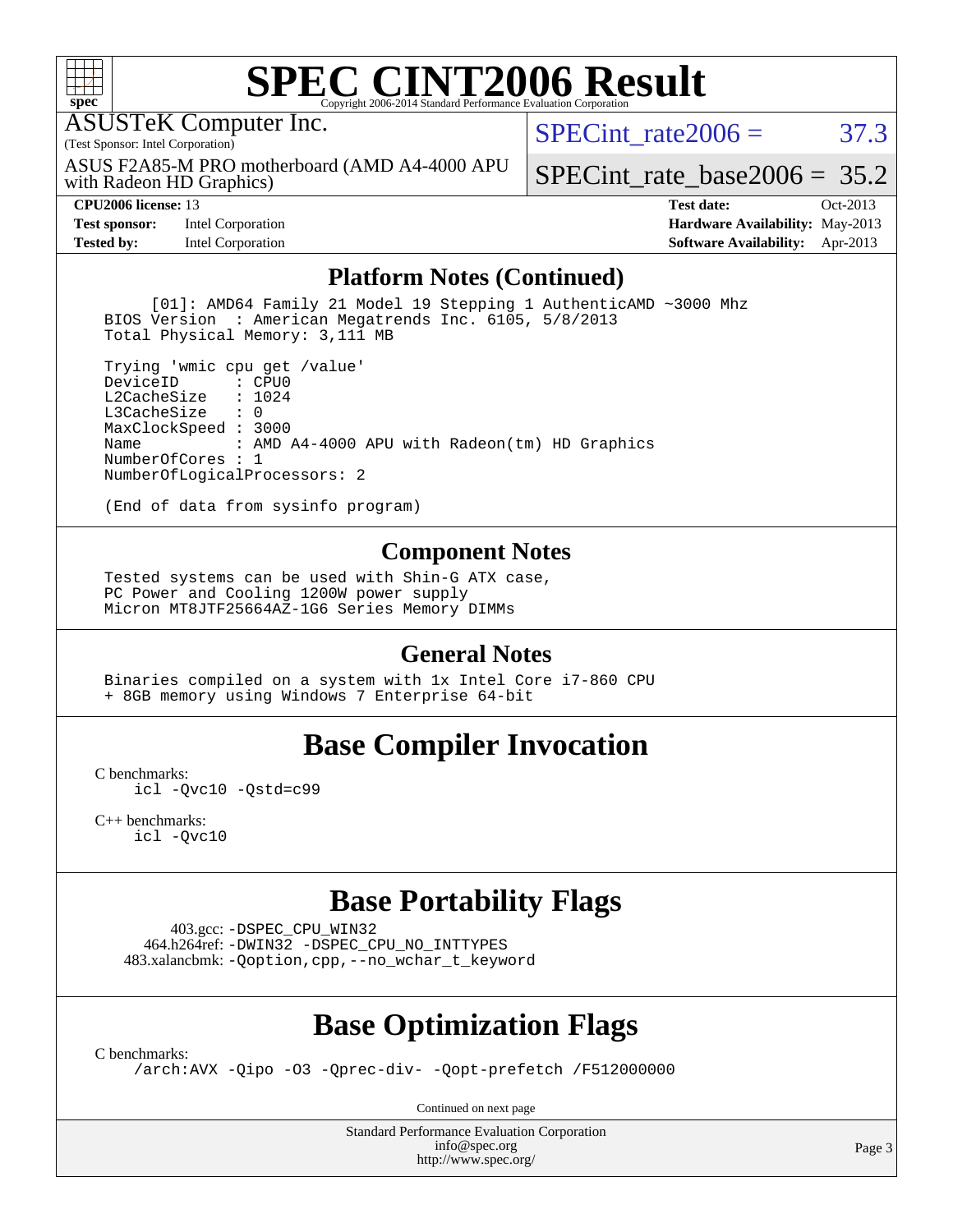# SPEC CINT2006 Result

ASUSTeK Computer Inc.
(Test Sponsor: Intel Corporation)

ASUS F2A85-M PRO motherboard (AMD A4-4000 APU with Radeon HD Graphics)

SPECint_rate2006 = 37.3

SPECint_rate_base2006 = 35.2

| | | | |
|---|---|---|---|
| **CPU2006 license:** | 13 | **Test date:** | Oct-2013 |
| **Test sponsor:** | Intel Corporation | **Hardware Availability:** | May-2013 |
| **Tested by:** | Intel Corporation | **Software Availability:** | Apr-2013 |

## Platform Notes (Continued)

```
      [01]: AMD64 Family 21 Model 19 Stepping 1 AuthenticAMD ~3000 Mhz
  BIOS Version  : American Megatrends Inc. 6105, 5/8/2013
  Total Physical Memory: 3,111 MB

  Trying 'wmic cpu get /value'
  DeviceID       : CPU0
  L2CacheSize    : 1024
  L3CacheSize    : 0
  MaxClockSpeed : 3000
  Name           : AMD A4-4000 APU with Radeon(tm) HD Graphics
  NumberOfCores : 1
  NumberOfLogicalProcessors: 2

  (End of data from sysinfo program)
```

## Component Notes

```
  Tested systems can be used with Shin-G ATX case,
  PC Power and Cooling 1200W power supply
  Micron MT8JTF25664AZ-1G6 Series Memory DIMMs
```

## General Notes

```
  Binaries compiled on a system with 1x Intel Core i7-860 CPU
  + 8GB memory using Windows 7 Enterprise 64-bit
```

## Base Compiler Invocation

C benchmarks:
    icl -Qvc10 -Qstd=c99

C++ benchmarks:
    icl -Qvc10

## Base Portability Flags

403.gcc: -DSPEC_CPU_WIN32
464.h264ref: -DWIN32 -DSPEC_CPU_NO_INTTYPES
483.xalancbmk: -Qoption,cpp,--no_wchar_t_keyword

## Base Optimization Flags

C benchmarks:
    /arch:AVX -Qipo -O3 -Qprec-div- -Qopt-prefetch /F512000000

Continued on next page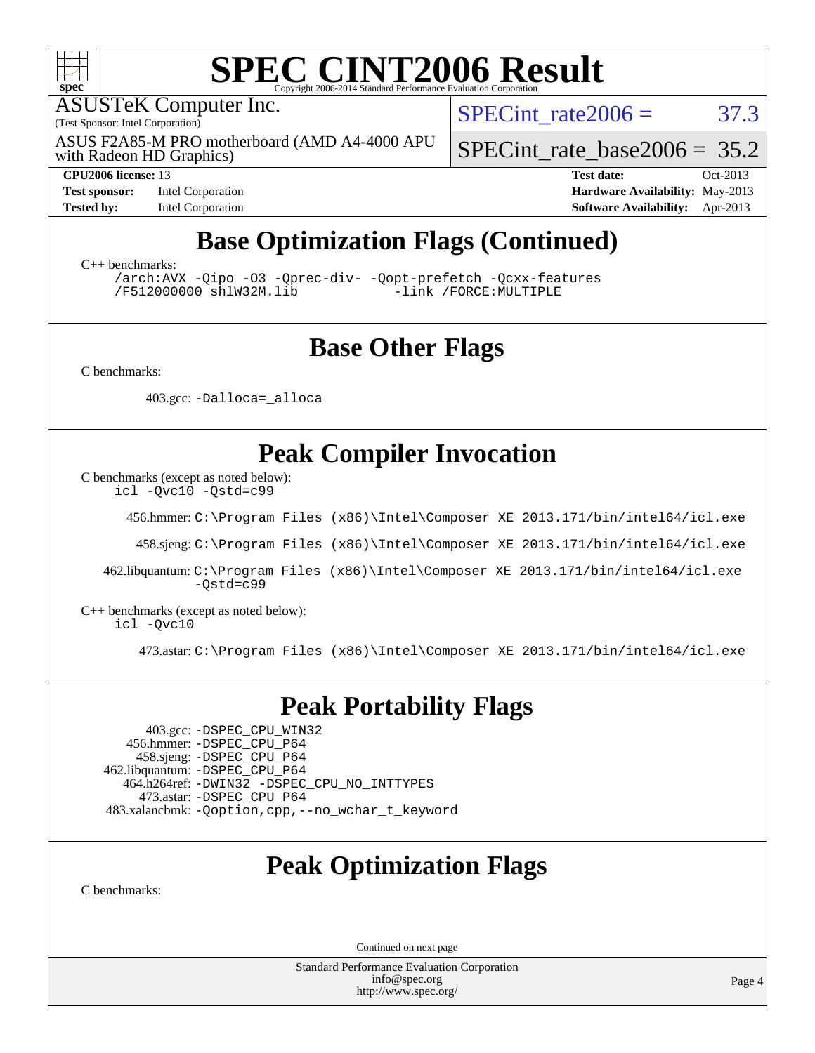# SPEC CINT2006 Result

Copyright 2006-2014 Standard Performance Evaluation Corporation

ASUSTeK Computer Inc.
(Test Sponsor: Intel Corporation)

ASUS F2A85-M PRO motherboard (AMD A4-4000 APU with Radeon HD Graphics)

SPECint_rate2006 = 37.3

SPECint_rate_base2006 = 35.2

**CPU2006 license:** 13
**Test sponsor:** Intel Corporation
**Tested by:** Intel Corporation

**Test date:** Oct-2013
**Hardware Availability:** May-2013
**Software Availability:** Apr-2013

## Base Optimization Flags (Continued)

C++ benchmarks:

```
/arch:AVX -Qipo -O3 -Qprec-div- -Qopt-prefetch -Qcxx-features
/F512000000 shlW32M.lib           -link /FORCE:MULTIPLE
```

## Base Other Flags

C benchmarks:

403.gcc: `-Dalloca=_alloca`

## Peak Compiler Invocation

C benchmarks (except as noted below):
`icl -Qvc10 -Qstd=c99`

456.hmmer: `C:\Program Files (x86)\Intel\Composer XE 2013.171/bin/intel64/icl.exe`

458.sjeng: `C:\Program Files (x86)\Intel\Composer XE 2013.171/bin/intel64/icl.exe`

462.libquantum: `C:\Program Files (x86)\Intel\Composer XE 2013.171/bin/intel64/icl.exe -Qstd=c99`

C++ benchmarks (except as noted below):
`icl -Qvc10`

473.astar: `C:\Program Files (x86)\Intel\Composer XE 2013.171/bin/intel64/icl.exe`

## Peak Portability Flags

403.gcc: `-DSPEC_CPU_WIN32`
456.hmmer: `-DSPEC_CPU_P64`
458.sjeng: `-DSPEC_CPU_P64`
462.libquantum: `-DSPEC_CPU_P64`
464.h264ref: `-DWIN32 -DSPEC_CPU_NO_INTTYPES`
473.astar: `-DSPEC_CPU_P64`
483.xalancbmk: `-Qoption,cpp,--no_wchar_t_keyword`

## Peak Optimization Flags

C benchmarks:

Continued on next page

Standard Performance Evaluation Corporation
info@spec.org
http://www.spec.org/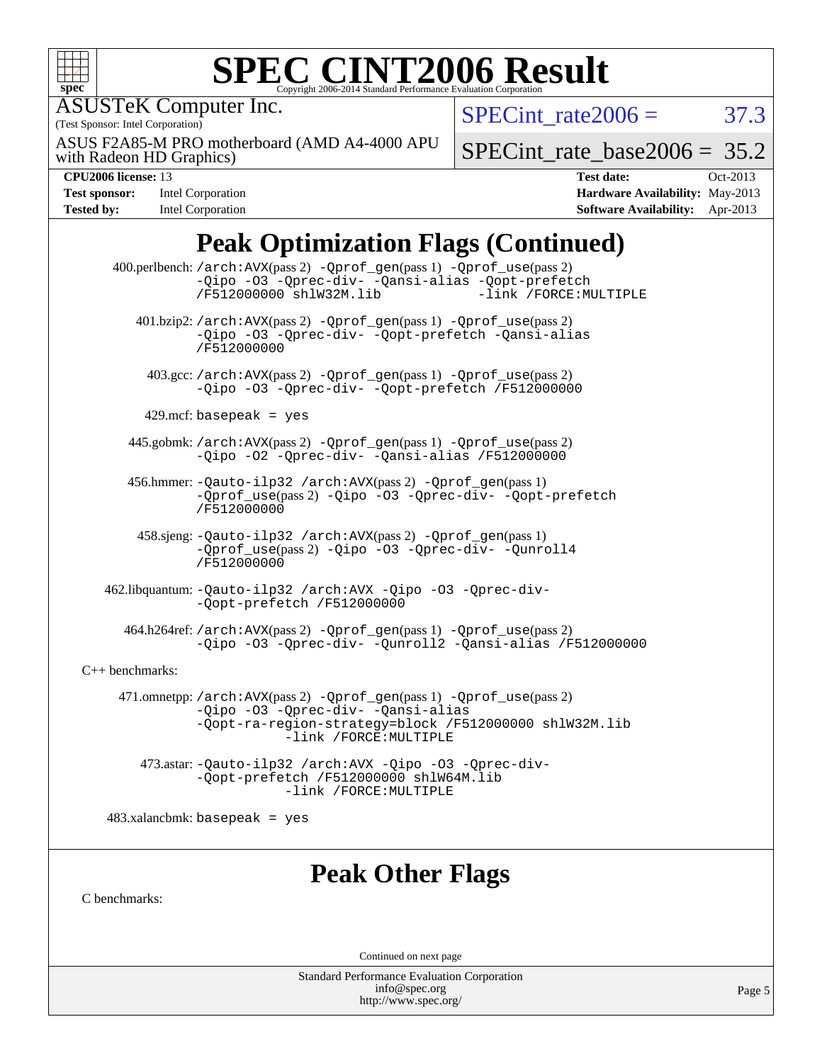# SPEC CINT2006 Result

ASUSTeK Computer Inc.
(Test Sponsor: Intel Corporation)

ASUS F2A85-M PRO motherboard (AMD A4-4000 APU with Radeon HD Graphics)

SPECint_rate2006 = 37.3

SPECint_rate_base2006 = 35.2

| | | | |
|---|---|---|---|
| **CPU2006 license:** | 13 | **Test date:** | Oct-2013 |
| **Test sponsor:** | Intel Corporation | **Hardware Availability:** | May-2013 |
| **Tested by:** | Intel Corporation | **Software Availability:** | Apr-2013 |

## Peak Optimization Flags (Continued)

400.perlbench: /arch:AVX(pass 2) -Qprof_gen(pass 1) -Qprof_use(pass 2) -Qipo -O3 -Qprec-div- -Qansi-alias -Qopt-prefetch /F512000000 shlW32M.lib -link /FORCE:MULTIPLE

401.bzip2: /arch:AVX(pass 2) -Qprof_gen(pass 1) -Qprof_use(pass 2) -Qipo -O3 -Qprec-div- -Qopt-prefetch -Qansi-alias /F512000000

403.gcc: /arch:AVX(pass 2) -Qprof_gen(pass 1) -Qprof_use(pass 2) -Qipo -O3 -Qprec-div- -Qopt-prefetch /F512000000

429.mcf: basepeak = yes

445.gobmk: /arch:AVX(pass 2) -Qprof_gen(pass 1) -Qprof_use(pass 2) -Qipo -O2 -Qprec-div- -Qansi-alias /F512000000

456.hmmer: -Qauto-ilp32 /arch:AVX(pass 2) -Qprof_gen(pass 1) -Qprof_use(pass 2) -Qipo -O3 -Qprec-div- -Qopt-prefetch /F512000000

458.sjeng: -Qauto-ilp32 /arch:AVX(pass 2) -Qprof_gen(pass 1) -Qprof_use(pass 2) -Qipo -O3 -Qprec-div- -Qunroll4 /F512000000

462.libquantum: -Qauto-ilp32 /arch:AVX -Qipo -O3 -Qprec-div- -Qopt-prefetch /F512000000

464.h264ref: /arch:AVX(pass 2) -Qprof_gen(pass 1) -Qprof_use(pass 2) -Qipo -O3 -Qprec-div- -Qunroll2 -Qansi-alias /F512000000

C++ benchmarks:

471.omnetpp: /arch:AVX(pass 2) -Qprof_gen(pass 1) -Qprof_use(pass 2) -Qipo -O3 -Qprec-div- -Qansi-alias -Qopt-ra-region-strategy=block /F512000000 shlW32M.lib -link /FORCE:MULTIPLE

473.astar: -Qauto-ilp32 /arch:AVX -Qipo -O3 -Qprec-div- -Qopt-prefetch /F512000000 shlW64M.lib -link /FORCE:MULTIPLE

483.xalancbmk: basepeak = yes

## Peak Other Flags

C benchmarks:

Continued on next page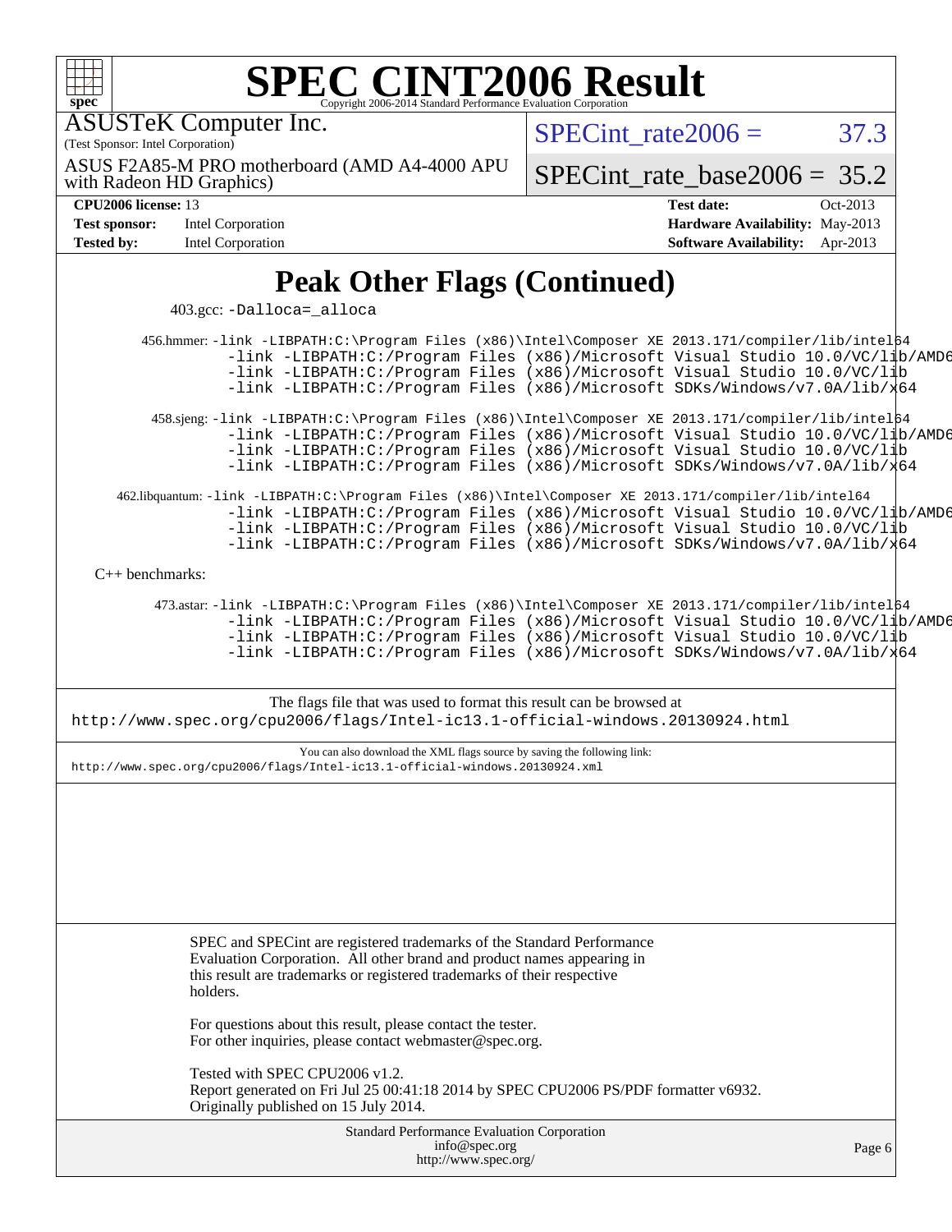# Peak Other Flags (Continued)

403.gcc: -Dalloca=_alloca

456.hmmer: -link -LIBPATH:C:\Program Files (x86)\Intel\Composer XE 2013.171/compiler/lib/intel64
-link -LIBPATH:C:/Program Files (x86)/Microsoft Visual Studio 10.0/VC/lib/AMD64
-link -LIBPATH:C:/Program Files (x86)/Microsoft Visual Studio 10.0/VC/lib
-link -LIBPATH:C:/Program Files (x86)/Microsoft SDKs/Windows/v7.0A/lib/x64

458.sjeng: -link -LIBPATH:C:\Program Files (x86)\Intel\Composer XE 2013.171/compiler/lib/intel64
-link -LIBPATH:C:/Program Files (x86)/Microsoft Visual Studio 10.0/VC/lib/AMD64
-link -LIBPATH:C:/Program Files (x86)/Microsoft Visual Studio 10.0/VC/lib
-link -LIBPATH:C:/Program Files (x86)/Microsoft SDKs/Windows/v7.0A/lib/x64

462.libquantum: -link -LIBPATH:C:\Program Files (x86)\Intel\Composer XE 2013.171/compiler/lib/intel64
-link -LIBPATH:C:/Program Files (x86)/Microsoft Visual Studio 10.0/VC/lib/AMD64
-link -LIBPATH:C:/Program Files (x86)/Microsoft Visual Studio 10.0/VC/lib
-link -LIBPATH:C:/Program Files (x86)/Microsoft SDKs/Windows/v7.0A/lib/x64

C++ benchmarks:

473.astar: -link -LIBPATH:C:\Program Files (x86)\Intel\Composer XE 2013.171/compiler/lib/intel64
-link -LIBPATH:C:/Program Files (x86)/Microsoft Visual Studio 10.0/VC/lib/AMD64
-link -LIBPATH:C:/Program Files (x86)/Microsoft Visual Studio 10.0/VC/lib
-link -LIBPATH:C:/Program Files (x86)/Microsoft SDKs/Windows/v7.0A/lib/x64

The flags file that was used to format this result can be browsed at
http://www.spec.org/cpu2006/flags/Intel-ic13.1-official-windows.20130924.html

You can also download the XML flags source by saving the following link:
http://www.spec.org/cpu2006/flags/Intel-ic13.1-official-windows.20130924.xml

SPEC and SPECint are registered trademarks of the Standard Performance Evaluation Corporation. All other brand and product names appearing in this result are trademarks or registered trademarks of their respective holders.

For questions about this result, please contact the tester.
For other inquiries, please contact webmaster@spec.org.

Tested with SPEC CPU2006 v1.2.
Report generated on Fri Jul 25 00:41:18 2014 by SPEC CPU2006 PS/PDF formatter v6932.
Originally published on 15 July 2014.